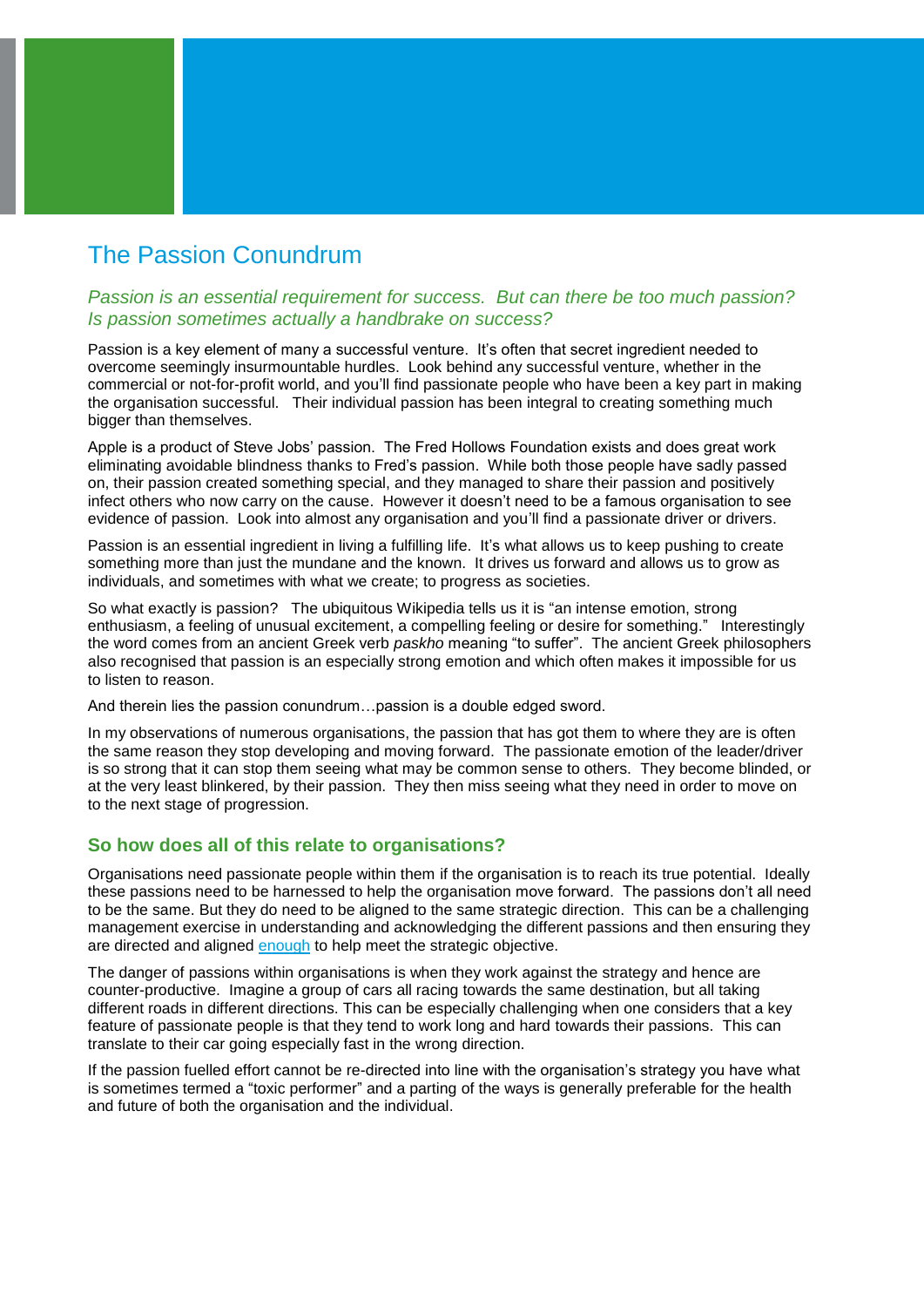# The Passion Conundrum

*Passion is an essential requirement for success. But can there be too much passion? Is passion sometimes actually a handbrake on success?*

Passion is a key element of many a successful venture. It's often that secret ingredient needed to overcome seemingly insurmountable hurdles. Look behind any successful venture, whether in the commercial or not-for-profit world, and you'll find passionate people who have been a key part in making the organisation successful. Their individual passion has been integral to creating something much bigger than themselves.

Apple is a product of Steve Jobs' passion. The Fred Hollows Foundation exists and does great work eliminating avoidable blindness thanks to Fred's passion. While both those people have sadly passed on, their passion created something special, and they managed to share their passion and positively infect others who now carry on the cause. However it doesn't need to be a famous organisation to see evidence of passion. Look into almost any organisation and you'll find a passionate driver or drivers.

Passion is an essential ingredient in living a fulfilling life. It's what allows us to keep pushing to create something more than just the mundane and the known. It drives us forward and allows us to grow as individuals, and sometimes with what we create; to progress as societies.

So what exactly is passion? The ubiquitous Wikipedia tells us it is "an intense emotion, strong enthusiasm, a feeling of unusual excitement, a compelling feeling or desire for something." Interestingly the word comes from an ancient Greek verb *paskho* meaning "to suffer". The ancient Greek philosophers also recognised that passion is an especially strong emotion and which often makes it impossible for us to listen to reason.

And therein lies the passion conundrum…passion is a double edged sword.

In my observations of numerous organisations, the passion that has got them to where they are is often the same reason they stop developing and moving forward. The passionate emotion of the leader/driver is so strong that it can stop them seeing what may be common sense to others. They become blinded, or at the very least blinkered, by their passion. They then miss seeing what they need in order to move on to the next stage of progression.

## So how does all of this relate to organisations?

Organisations need passionate people within them if the organisation is to reach its true potential. Ideally these passions need to be harnessed to help the organisation move forward. The passions don't all need to be the same. But they do need to be aligned to the same strategic direction. This can be a challenging management exercise in understanding and acknowledging the different passions and then ensuring they are directed and aligned enough to help meet the strategic objective.

The danger of passions within organisations is when they work against the strategy and hence are counter-productive. Imagine a group of cars all racing towards the same destination, but all taking different roads in different directions. This can be especially challenging when one considers that a key feature of passionate people is that they tend to work long and hard towards their passions. This can translate to their car going especially fast in the wrong direction.

If the passion fuelled effort cannot be re-directed into line with the organisation's strategy you have what is sometimes termed a "toxic performer" and a parting of the ways is generally preferable for the health and future of both the organisation and the individual.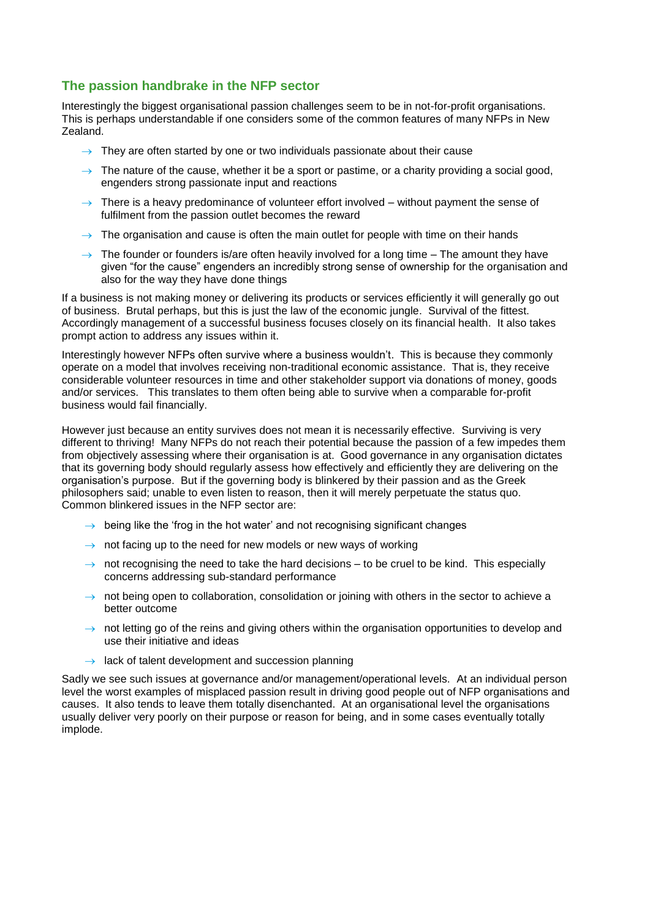## The passion handbrake in the NFP sector

Interestingly the biggest organisational passion challenges seem to be in not-for-profit organisations. This is perhaps understandable if one considers some of the common features of many NFPs in New Zealand.

- They are often started by one or two individuals passionate about their cause
- The nature of the cause, whether it be a sport or pastime, or a charity providing a social good, engenders strong passionate input and reactions
- There is a heavy predominance of volunteer effort involved – without payment the sense of fulfilment from the passion outlet becomes the reward
- The organisation and cause is often the main outlet for people with time on their hands
- The founder or founders is/are often heavily involved for a long time – The amount they have given "for the cause" engenders an incredibly strong sense of ownership for the organisation and also for the way they have done things

If a business is not making money or delivering its products or services efficiently it will generally go out of business. Brutal perhaps, but this is just the law of the economic jungle. Survival of the fittest. Accordingly management of a successful business focuses closely on its financial health. It also takes prompt action to address any issues within it.

Interestingly however NFPs often survive where a business wouldn't. This is because they commonly operate on a model that involves receiving non-traditional economic assistance. That is, they receive considerable volunteer resources in time and other stakeholder support via donations of money, goods and/or services. This translates to them often being able to survive when a comparable for-profit business would fail financially.

However just because an entity survives does not mean it is necessarily effective. Surviving is very different to thriving! Many NFPs do not reach their potential because the passion of a few impedes them from objectively assessing where their organisation is at. Good governance in any organisation dictates that its governing body should regularly assess how effectively and efficiently they are delivering on the organisation's purpose. But if the governing body is blinkered by their passion and as the Greek philosophers said; unable to even listen to reason, then it will merely perpetuate the status quo. Common blinkered issues in the NFP sector are:

- being like the 'frog in the hot water' and not recognising significant changes
- not facing up to the need for new models or new ways of working
- not recognising the need to take the hard decisions – to be cruel to be kind. This especially concerns addressing sub-standard performance
- not being open to collaboration, consolidation or joining with others in the sector to achieve a better outcome
- not letting go of the reins and giving others within the organisation opportunities to develop and use their initiative and ideas
- lack of talent development and succession planning

Sadly we see such issues at governance and/or management/operational levels. At an individual person level the worst examples of misplaced passion result in driving good people out of NFP organisations and causes. It also tends to leave them totally disenchanted. At an organisational level the organisations usually deliver very poorly on their purpose or reason for being, and in some cases eventually totally implode.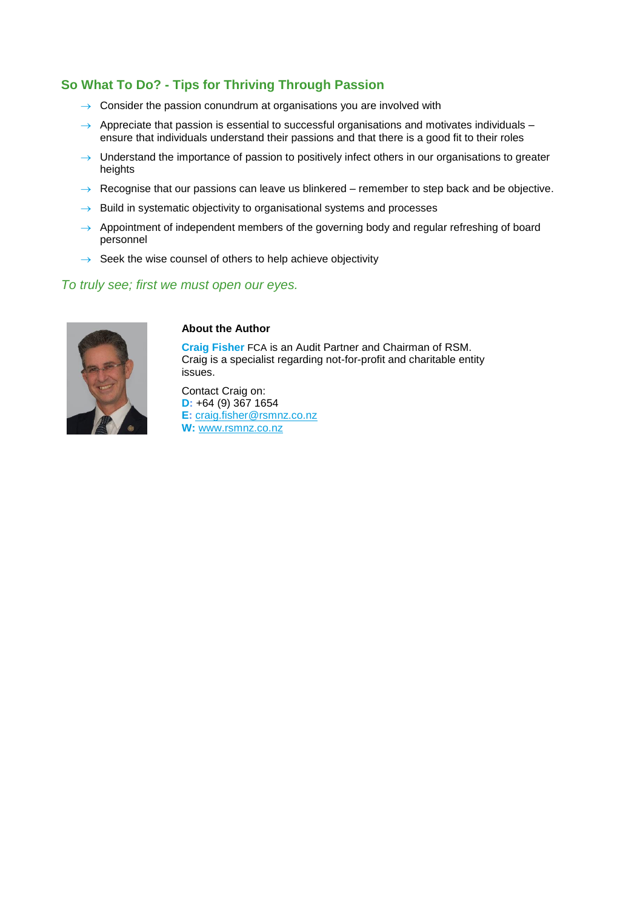## So What To Do? - Tips for Thriving Through Passion

- Consider the passion conundrum at organisations you are involved with
- Appreciate that passion is essential to successful organisations and motivates individuals – ensure that individuals understand their passions and that there is a good fit to their roles
- Understand the importance of passion to positively infect others in our organisations to greater heights
- Recognise that our passions can leave us blinkered – remember to step back and be objective.
- Build in systematic objectivity to organisational systems and processes
- Appointment of independent members of the governing body and regular refreshing of board personnel
- Seek the wise counsel of others to help achieve objectivity

*To truly see; first we must open our eyes.*

**About the Author**

**Craig Fisher** FCA is an Audit Partner and Chairman of RSM. Craig is a specialist regarding not-for-profit and charitable entity issues.

Contact Craig on:
**D:** +64 (9) 367 1654
**E:** craig.fisher@rsmnz.co.nz
**W:** www.rsmnz.co.nz